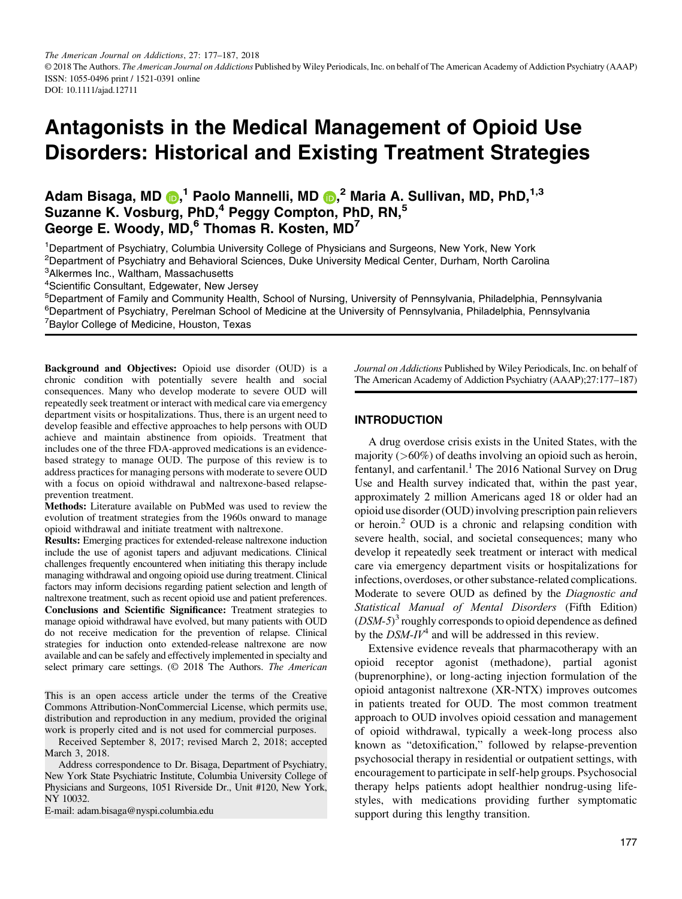The American Journal on Addictions, 27: 177–187, 2018
© 2018 The Authors. The American Journal on Addictions Published by Wiley Periodicals, Inc. on behalf of The American Academy of Addiction Psychiatry (AAAP)
ISSN: 1055-0496 print / 1521-0391 online
DOI: 10.1111/ajad.12711

# Antagonists in the Medical Management of Opioid Use Disorders: Historical and Existing Treatment Strategies

**Adam Bisaga, MD,[1] Paolo Mannelli, MD,[2] Maria A. Sullivan, MD, PhD,[1,3] Suzanne K. Vosburg, PhD,[4] Peggy Compton, PhD, RN,[5] George E. Woody, MD,[6] Thomas R. Kosten, MD[7]**

[1]Department of Psychiatry, Columbia University College of Physicians and Surgeons, New York, New York
[2]Department of Psychiatry and Behavioral Sciences, Duke University Medical Center, Durham, North Carolina
[3]Alkermes Inc., Waltham, Massachusetts
[4]Scientific Consultant, Edgewater, New Jersey
[5]Department of Family and Community Health, School of Nursing, University of Pennsylvania, Philadelphia, Pennsylvania
[6]Department of Psychiatry, Perelman School of Medicine at the University of Pennsylvania, Philadelphia, Pennsylvania
[7]Baylor College of Medicine, Houston, Texas

**Background and Objectives:** Opioid use disorder (OUD) is a chronic condition with potentially severe health and social consequences. Many who develop moderate to severe OUD will repeatedly seek treatment or interact with medical care via emergency department visits or hospitalizations. Thus, there is an urgent need to develop feasible and effective approaches to help persons with OUD achieve and maintain abstinence from opioids. Treatment that includes one of the three FDA-approved medications is an evidence-based strategy to manage OUD. The purpose of this review is to address practices for managing persons with moderate to severe OUD with a focus on opioid withdrawal and naltrexone-based relapse-prevention treatment.

**Methods:** Literature available on PubMed was used to review the evolution of treatment strategies from the 1960s onward to manage opioid withdrawal and initiate treatment with naltrexone.

**Results:** Emerging practices for extended-release naltrexone induction include the use of agonist tapers and adjuvant medications. Clinical challenges frequently encountered when initiating this therapy include managing withdrawal and ongoing opioid use during treatment. Clinical factors may inform decisions regarding patient selection and length of naltrexone treatment, such as recent opioid use and patient preferences.

**Conclusions and Scientific Significance:** Treatment strategies to manage opioid withdrawal have evolved, but many patients with OUD do not receive medication for the prevention of relapse. Clinical strategies for induction onto extended-release naltrexone are now available and can be safely and effectively implemented in specialty and select primary care settings. (© 2018 The Authors. *The American Journal on Addictions* Published by Wiley Periodicals, Inc. on behalf of The American Academy of Addiction Psychiatry (AAAP);27:177–187)

This is an open access article under the terms of the Creative Commons Attribution-NonCommercial License, which permits use, distribution and reproduction in any medium, provided the original work is properly cited and is not used for commercial purposes.

Received September 8, 2017; revised March 2, 2018; accepted March 3, 2018.

Address correspondence to Dr. Bisaga, Department of Psychiatry, New York State Psychiatric Institute, Columbia University College of Physicians and Surgeons, 1051 Riverside Dr., Unit #120, New York, NY 10032.
E-mail: adam.bisaga@nyspi.columbia.edu

## INTRODUCTION

A drug overdose crisis exists in the United States, with the majority (>60%) of deaths involving an opioid such as heroin, fentanyl, and carfentanil.[1] The 2016 National Survey on Drug Use and Health survey indicated that, within the past year, approximately 2 million Americans aged 18 or older had an opioid use disorder (OUD) involving prescription pain relievers or heroin.[2] OUD is a chronic and relapsing condition with severe health, social, and societal consequences; many who develop it repeatedly seek treatment or interact with medical care via emergency department visits or hospitalizations for infections, overdoses, or other substance-related complications. Moderate to severe OUD as defined by the *Diagnostic and Statistical Manual of Mental Disorders* (Fifth Edition) (*DSM-5*)[3] roughly corresponds to opioid dependence as defined by the *DSM-IV*[4] and will be addressed in this review.

Extensive evidence reveals that pharmacotherapy with an opioid receptor agonist (methadone), partial agonist (buprenorphine), or long-acting injection formulation of the opioid antagonist naltrexone (XR-NTX) improves outcomes in patients treated for OUD. The most common treatment approach to OUD involves opioid cessation and management of opioid withdrawal, typically a week-long process also known as "detoxification," followed by relapse-prevention psychosocial therapy in residential or outpatient settings, with encouragement to participate in self-help groups. Psychosocial therapy helps patients adopt healthier nondrug-using lifestyles, with medications providing further symptomatic support during this lengthy transition.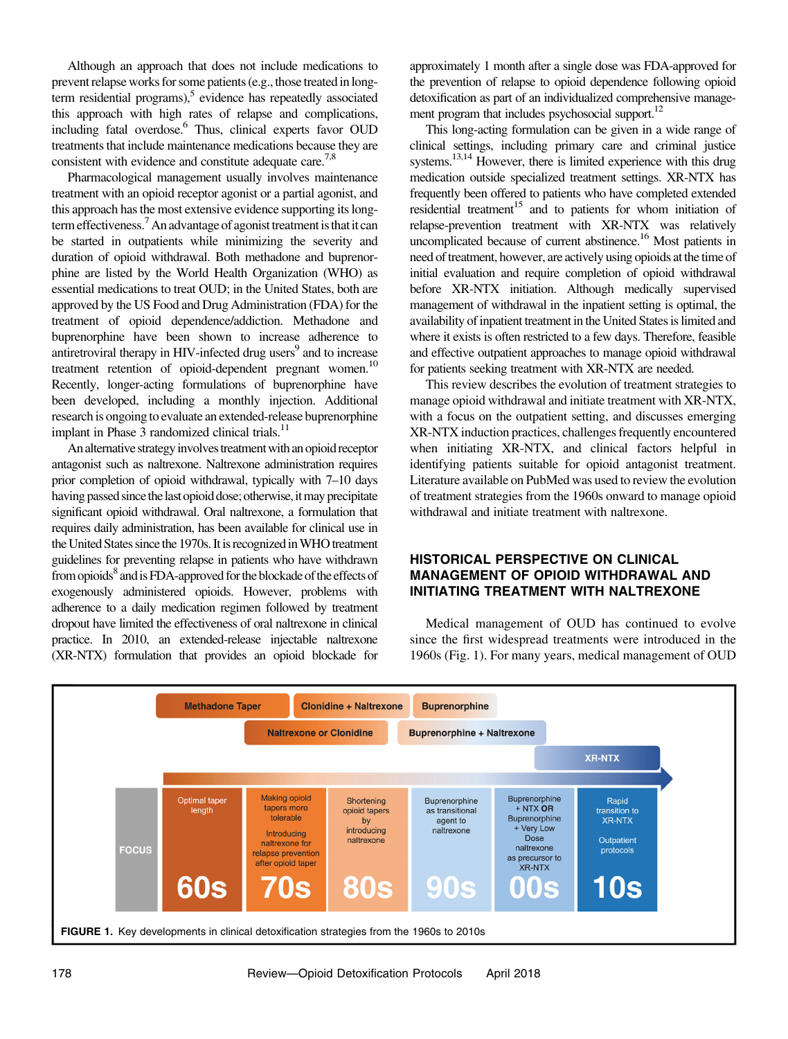Although an approach that does not include medications to prevent relapse works for some patients (e.g., those treated in long-term residential programs),[5] evidence has repeatedly associated this approach with high rates of relapse and complications, including fatal overdose.[6] Thus, clinical experts favor OUD treatments that include maintenance medications because they are consistent with evidence and constitute adequate care.[7,8]

Pharmacological management usually involves maintenance treatment with an opioid receptor agonist or a partial agonist, and this approach has the most extensive evidence supporting its long-term effectiveness.[7] An advantage of agonist treatment is that it can be started in outpatients while minimizing the severity and duration of opioid withdrawal. Both methadone and buprenorphine are listed by the World Health Organization (WHO) as essential medications to treat OUD; in the United States, both are approved by the US Food and Drug Administration (FDA) for the treatment of opioid dependence/addiction. Methadone and buprenorphine have been shown to increase adherence to antiretroviral therapy in HIV-infected drug users[9] and to increase treatment retention of opioid-dependent pregnant women.[10] Recently, longer-acting formulations of buprenorphine have been developed, including a monthly injection. Additional research is ongoing to evaluate an extended-release buprenorphine implant in Phase 3 randomized clinical trials.[11]

An alternative strategy involves treatment with an opioid receptor antagonist such as naltrexone. Naltrexone administration requires prior completion of opioid withdrawal, typically with 7–10 days having passed since the last opioid dose; otherwise, it may precipitate significant opioid withdrawal. Oral naltrexone, a formulation that requires daily administration, has been available for clinical use in the United States since the 1970s. It is recognized in WHO treatment guidelines for preventing relapse in patients who have withdrawn from opioids[8] and is FDA-approved for the blockade of the effects of exogenously administered opioids. However, problems with adherence to a daily medication regimen followed by treatment dropout have limited the effectiveness of oral naltrexone in clinical practice. In 2010, an extended-release injectable naltrexone (XR-NTX) formulation that provides an opioid blockade for approximately 1 month after a single dose was FDA-approved for the prevention of relapse to opioid dependence following opioid detoxification as part of an individualized comprehensive management program that includes psychosocial support.[12]

This long-acting formulation can be given in a wide range of clinical settings, including primary care and criminal justice systems.[13,14] However, there is limited experience with this drug medication outside specialized treatment settings. XR-NTX has frequently been offered to patients who have completed extended residential treatment[15] and to patients for whom initiation of relapse-prevention treatment with XR-NTX was relatively uncomplicated because of current abstinence.[16] Most patients in need of treatment, however, are actively using opioids at the time of initial evaluation and require completion of opioid withdrawal before XR-NTX initiation. Although medically supervised management of withdrawal in the inpatient setting is optimal, the availability of inpatient treatment in the United States is limited and where it exists is often restricted to a few days. Therefore, feasible and effective outpatient approaches to manage opioid withdrawal for patients seeking treatment with XR-NTX are needed.

This review describes the evolution of treatment strategies to manage opioid withdrawal and initiate treatment with XR-NTX, with a focus on the outpatient setting, and discusses emerging XR-NTX induction practices, challenges frequently encountered when initiating XR-NTX, and clinical factors helpful in identifying patients suitable for opioid antagonist treatment. Literature available on PubMed was used to review the evolution of treatment strategies from the 1960s onward to manage opioid withdrawal and initiate treatment with naltrexone.

## HISTORICAL PERSPECTIVE ON CLINICAL MANAGEMENT OF OPIOID WITHDRAWAL AND INITIATING TREATMENT WITH NALTREXONE

Medical management of OUD has continued to evolve since the first widespread treatments were introduced in the 1960s (Fig. 1). For many years, medical management of OUD

| FOCUS | 60s | 70s | 80s | 90s | 00s | 10s |
|---|---|---|---|---|---|---|
| Treatments | Methadone Taper | Methadone Taper; Clonidine + Naltrexone; Naltrexone or Clonidine | Clonidine + Naltrexone; Naltrexone or Clonidine | Buprenorphine; Buprenorphine + Naltrexone | Buprenorphine + Naltrexone | XR-NTX |
| Focus | Optimal taper length | Making opioid tapers more tolerable; Introducing naltrexone for relapse prevention after opioid taper | Shortening opioid tapers by introducing naltrexone | Buprenorphine as transitional agent to naltrexone | Buprenorphine + NTX **OR** Buprenorphine + Very Low Dose naltrexone as precursor to XR-NTX | Rapid transition to XR-NTX; Outpatient protocols |

**FIGURE 1.** Key developments in clinical detoxification strategies from the 1960s to 2010s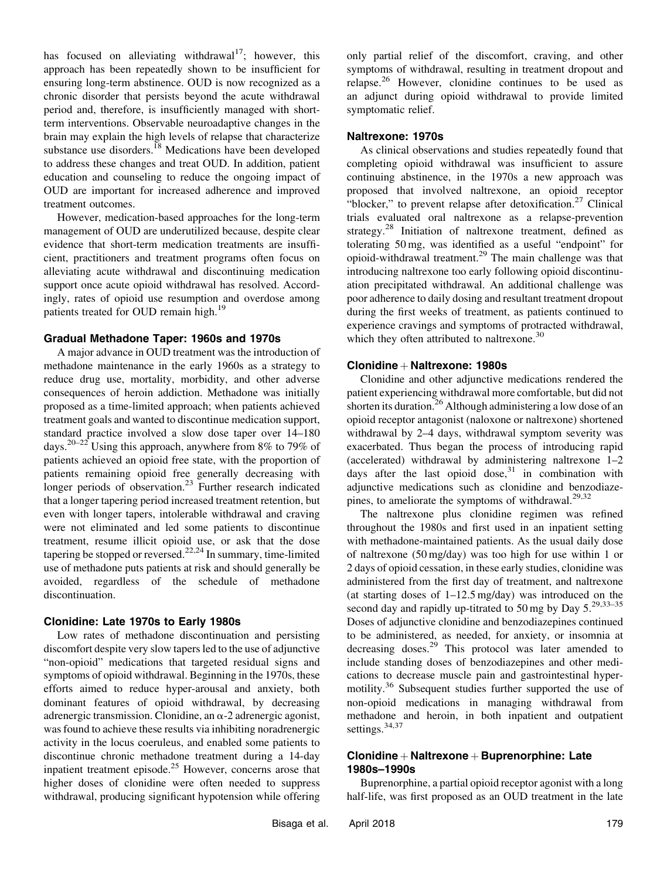has focused on alleviating withdrawal[17]; however, this approach has been repeatedly shown to be insufficient for ensuring long-term abstinence. OUD is now recognized as a chronic disorder that persists beyond the acute withdrawal period and, therefore, is insufficiently managed with short-term interventions. Observable neuroadaptive changes in the brain may explain the high levels of relapse that characterize substance use disorders.[18] Medications have been developed to address these changes and treat OUD. In addition, patient education and counseling to reduce the ongoing impact of OUD are important for increased adherence and improved treatment outcomes.

However, medication-based approaches for the long-term management of OUD are underutilized because, despite clear evidence that short-term medication treatments are insufficient, practitioners and treatment programs often focus on alleviating acute withdrawal and discontinuing medication support once acute opioid withdrawal has resolved. Accordingly, rates of opioid use resumption and overdose among patients treated for OUD remain high.[19]

### Gradual Methadone Taper: 1960s and 1970s

A major advance in OUD treatment was the introduction of methadone maintenance in the early 1960s as a strategy to reduce drug use, mortality, morbidity, and other adverse consequences of heroin addiction. Methadone was initially proposed as a time-limited approach; when patients achieved treatment goals and wanted to discontinue medication support, standard practice involved a slow dose taper over 14–180 days.[20–22] Using this approach, anywhere from 8% to 79% of patients achieved an opioid free state, with the proportion of patients remaining opioid free generally decreasing with longer periods of observation.[23] Further research indicated that a longer tapering period increased treatment retention, but even with longer tapers, intolerable withdrawal and craving were not eliminated and led some patients to discontinue treatment, resume illicit opioid use, or ask that the dose tapering be stopped or reversed.[22,24] In summary, time-limited use of methadone puts patients at risk and should generally be avoided, regardless of the schedule of methadone discontinuation.

### Clonidine: Late 1970s to Early 1980s

Low rates of methadone discontinuation and persisting discomfort despite very slow tapers led to the use of adjunctive "non-opioid" medications that targeted residual signs and symptoms of opioid withdrawal. Beginning in the 1970s, these efforts aimed to reduce hyper-arousal and anxiety, both dominant features of opioid withdrawal, by decreasing adrenergic transmission. Clonidine, an $\alpha$-2 adrenergic agonist, was found to achieve these results via inhibiting noradrenergic activity in the locus coeruleus, and enabled some patients to discontinue chronic methadone treatment during a 14-day inpatient treatment episode.[25] However, concerns arose that higher doses of clonidine were often needed to suppress withdrawal, producing significant hypotension while offering only partial relief of the discomfort, craving, and other symptoms of withdrawal, resulting in treatment dropout and relapse.[26] However, clonidine continues to be used as an adjunct during opioid withdrawal to provide limited symptomatic relief.

### Naltrexone: 1970s

As clinical observations and studies repeatedly found that completing opioid withdrawal was insufficient to assure continuing abstinence, in the 1970s a new approach was proposed that involved naltrexone, an opioid receptor "blocker," to prevent relapse after detoxification.[27] Clinical trials evaluated oral naltrexone as a relapse-prevention strategy.[28] Initiation of naltrexone treatment, defined as tolerating 50 mg, was identified as a useful "endpoint" for opioid-withdrawal treatment.[29] The main challenge was that introducing naltrexone too early following opioid discontinuation precipitated withdrawal. An additional challenge was poor adherence to daily dosing and resultant treatment dropout during the first weeks of treatment, as patients continued to experience cravings and symptoms of protracted withdrawal, which they often attributed to naltrexone.[30]

### Clonidine + Naltrexone: 1980s

Clonidine and other adjunctive medications rendered the patient experiencing withdrawal more comfortable, but did not shorten its duration.[26] Although administering a low dose of an opioid receptor antagonist (naloxone or naltrexone) shortened withdrawal by 2–4 days, withdrawal symptom severity was exacerbated. Thus began the process of introducing rapid (accelerated) withdrawal by administering naltrexone 1–2 days after the last opioid dose,[31] in combination with adjunctive medications such as clonidine and benzodiazepines, to ameliorate the symptoms of withdrawal.[29,32]

The naltrexone plus clonidine regimen was refined throughout the 1980s and first used in an inpatient setting with methadone-maintained patients. As the usual daily dose of naltrexone (50 mg/day) was too high for use within 1 or 2 days of opioid cessation, in these early studies, clonidine was administered from the first day of treatment, and naltrexone (at starting doses of 1–12.5 mg/day) was introduced on the second day and rapidly up-titrated to 50 mg by Day 5.[29,33–35] Doses of adjunctive clonidine and benzodiazepines continued to be administered, as needed, for anxiety, or insomnia at decreasing doses.[29] This protocol was later amended to include standing doses of benzodiazepines and other medications to decrease muscle pain and gastrointestinal hypermotility.[36] Subsequent studies further supported the use of non-opioid medications in managing withdrawal from methadone and heroin, in both inpatient and outpatient settings.[34,37]

### Clonidine + Naltrexone + Buprenorphine: Late 1980s–1990s

Buprenorphine, a partial opioid receptor agonist with a long half-life, was first proposed as an OUD treatment in the late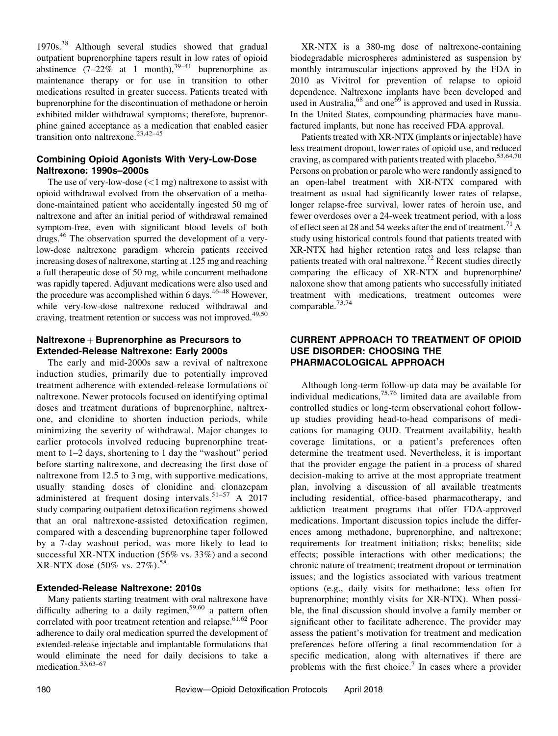1970s.[38] Although several studies showed that gradual outpatient buprenorphine tapers result in low rates of opioid abstinence (7–22% at 1 month),[39–41] buprenorphine as maintenance therapy or for use in transition to other medications resulted in greater success. Patients treated with buprenorphine for the discontinuation of methadone or heroin exhibited milder withdrawal symptoms; therefore, buprenorphine gained acceptance as a medication that enabled easier transition onto naltrexone.[23,42–45]

### Combining Opioid Agonists With Very-Low-Dose Naltrexone: 1990s–2000s

The use of very-low-dose (<1 mg) naltrexone to assist with opioid withdrawal evolved from the observation of a methadone-maintained patient who accidentally ingested 50 mg of naltrexone and after an initial period of withdrawal remained symptom-free, even with significant blood levels of both drugs.[46] The observation spurred the development of a very-low-dose naltrexone paradigm wherein patients received increasing doses of naltrexone, starting at .125 mg and reaching a full therapeutic dose of 50 mg, while concurrent methadone was rapidly tapered. Adjuvant medications were also used and the procedure was accomplished within 6 days.[46–48] However, while very-low-dose naltrexone reduced withdrawal and craving, treatment retention or success was not improved.[49,50]

### Naltrexone + Buprenorphine as Precursors to Extended-Release Naltrexone: Early 2000s

The early and mid-2000s saw a revival of naltrexone induction studies, primarily due to potentially improved treatment adherence with extended-release formulations of naltrexone. Newer protocols focused on identifying optimal doses and treatment durations of buprenorphine, naltrexone, and clonidine to shorten induction periods, while minimizing the severity of withdrawal. Major changes to earlier protocols involved reducing buprenorphine treatment to 1–2 days, shortening to 1 day the "washout" period before starting naltrexone, and decreasing the first dose of naltrexone from 12.5 to 3 mg, with supportive medications, usually standing doses of clonidine and clonazepam administered at frequent dosing intervals.[51–57] A 2017 study comparing outpatient detoxification regimens showed that an oral naltrexone-assisted detoxification regimen, compared with a descending buprenorphine taper followed by a 7-day washout period, was more likely to lead to successful XR-NTX induction (56% vs. 33%) and a second XR-NTX dose (50% vs. 27%).[58]

### Extended-Release Naltrexone: 2010s

Many patients starting treatment with oral naltrexone have difficulty adhering to a daily regimen,[59,60] a pattern often correlated with poor treatment retention and relapse.[61,62] Poor adherence to daily oral medication spurred the development of extended-release injectable and implantable formulations that would eliminate the need for daily decisions to take a medication.[53,63–67]

XR-NTX is a 380-mg dose of naltrexone-containing biodegradable microspheres administered as suspension by monthly intramuscular injections approved by the FDA in 2010 as Vivitrol for prevention of relapse to opioid dependence. Naltrexone implants have been developed and used in Australia,[68] and one[69] is approved and used in Russia. In the United States, compounding pharmacies have manufactured implants, but none has received FDA approval.

Patients treated with XR-NTX (implants or injectable) have less treatment dropout, lower rates of opioid use, and reduced craving, as compared with patients treated with placebo.[53,64,70] Persons on probation or parole who were randomly assigned to an open-label treatment with XR-NTX compared with treatment as usual had significantly lower rates of relapse, longer relapse-free survival, lower rates of heroin use, and fewer overdoses over a 24-week treatment period, with a loss of effect seen at 28 and 54 weeks after the end of treatment.[71] A study using historical controls found that patients treated with XR-NTX had higher retention rates and less relapse than patients treated with oral naltrexone.[72] Recent studies directly comparing the efficacy of XR-NTX and buprenorphine/naloxone show that among patients who successfully initiated treatment with medications, treatment outcomes were comparable.[73,74]

## CURRENT APPROACH TO TREATMENT OF OPIOID USE DISORDER: CHOOSING THE PHARMACOLOGICAL APPROACH

Although long-term follow-up data may be available for individual medications,[75,76] limited data are available from controlled studies or long-term observational cohort follow-up studies providing head-to-head comparisons of medications for managing OUD. Treatment availability, health coverage limitations, or a patient's preferences often determine the treatment used. Nevertheless, it is important that the provider engage the patient in a process of shared decision-making to arrive at the most appropriate treatment plan, involving a discussion of all available treatments including residential, office-based pharmacotherapy, and addiction treatment programs that offer FDA-approved medications. Important discussion topics include the differences among methadone, buprenorphine, and naltrexone; requirements for treatment initiation; risks; benefits; side effects; possible interactions with other medications; the chronic nature of treatment; treatment dropout or termination issues; and the logistics associated with various treatment options (e.g., daily visits for methadone; less often for buprenorphine; monthly visits for XR-NTX). When possible, the final discussion should involve a family member or significant other to facilitate adherence. The provider may assess the patient's motivation for treatment and medication preferences before offering a final recommendation for a specific medication, along with alternatives if there are problems with the first choice.[7] In cases where a provider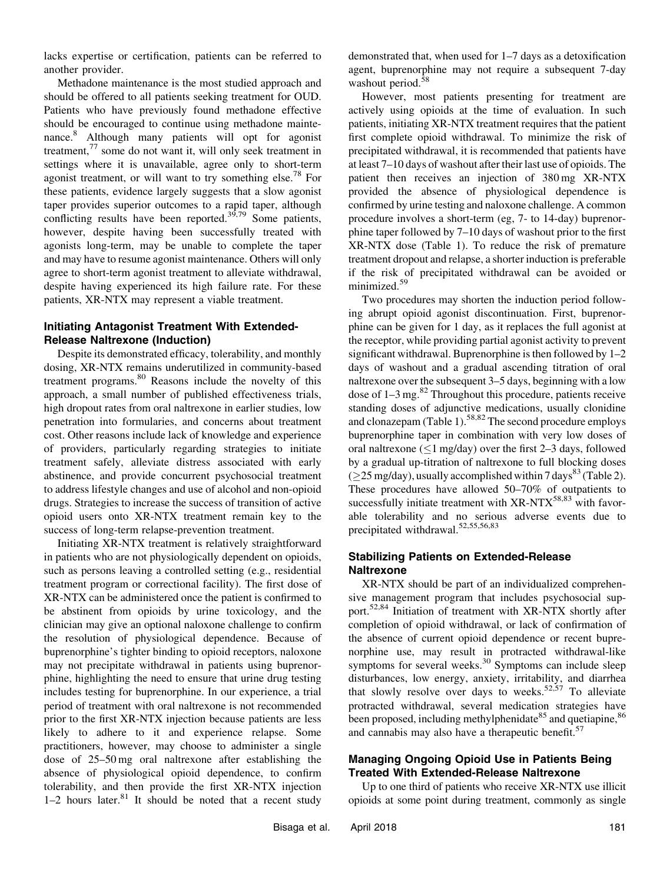lacks expertise or certification, patients can be referred to another provider.

Methadone maintenance is the most studied approach and should be offered to all patients seeking treatment for OUD. Patients who have previously found methadone effective should be encouraged to continue using methadone maintenance.[8] Although many patients will opt for agonist treatment,[77] some do not want it, will only seek treatment in settings where it is unavailable, agree only to short-term agonist treatment, or will want to try something else.[78] For these patients, evidence largely suggests that a slow agonist taper provides superior outcomes to a rapid taper, although conflicting results have been reported.[39,79] Some patients, however, despite having been successfully treated with agonists long-term, may be unable to complete the taper and may have to resume agonist maintenance. Others will only agree to short-term agonist treatment to alleviate withdrawal, despite having experienced its high failure rate. For these patients, XR-NTX may represent a viable treatment.

### Initiating Antagonist Treatment With Extended-Release Naltrexone (Induction)

Despite its demonstrated efficacy, tolerability, and monthly dosing, XR-NTX remains underutilized in community-based treatment programs.[80] Reasons include the novelty of this approach, a small number of published effectiveness trials, high dropout rates from oral naltrexone in earlier studies, low penetration into formularies, and concerns about treatment cost. Other reasons include lack of knowledge and experience of providers, particularly regarding strategies to initiate treatment safely, alleviate distress associated with early abstinence, and provide concurrent psychosocial treatment to address lifestyle changes and use of alcohol and non-opioid drugs. Strategies to increase the success of transition of active opioid users onto XR-NTX treatment remain key to the success of long-term relapse-prevention treatment.

Initiating XR-NTX treatment is relatively straightforward in patients who are not physiologically dependent on opioids, such as persons leaving a controlled setting (e.g., residential treatment program or correctional facility). The first dose of XR-NTX can be administered once the patient is confirmed to be abstinent from opioids by urine toxicology, and the clinician may give an optional naloxone challenge to confirm the resolution of physiological dependence. Because of buprenorphine's tighter binding to opioid receptors, naloxone may not precipitate withdrawal in patients using buprenorphine, highlighting the need to ensure that urine drug testing includes testing for buprenorphine. In our experience, a trial period of treatment with oral naltrexone is not recommended prior to the first XR-NTX injection because patients are less likely to adhere to it and experience relapse. Some practitioners, however, may choose to administer a single dose of 25–50 mg oral naltrexone after establishing the absence of physiological opioid dependence, to confirm tolerability, and then provide the first XR-NTX injection 1–2 hours later.[81] It should be noted that a recent study demonstrated that, when used for 1–7 days as a detoxification agent, buprenorphine may not require a subsequent 7-day washout period.[58]

However, most patients presenting for treatment are actively using opioids at the time of evaluation. In such patients, initiating XR-NTX treatment requires that the patient first complete opioid withdrawal. To minimize the risk of precipitated withdrawal, it is recommended that patients have at least 7–10 days of washout after their last use of opioids. The patient then receives an injection of 380 mg XR-NTX provided the absence of physiological dependence is confirmed by urine testing and naloxone challenge. A common procedure involves a short-term (eg, 7- to 14-day) buprenorphine taper followed by 7–10 days of washout prior to the first XR-NTX dose (Table 1). To reduce the risk of premature treatment dropout and relapse, a shorter induction is preferable if the risk of precipitated withdrawal can be avoided or minimized.[59]

Two procedures may shorten the induction period following abrupt opioid agonist discontinuation. First, buprenorphine can be given for 1 day, as it replaces the full agonist at the receptor, while providing partial agonist activity to prevent significant withdrawal. Buprenorphine is then followed by 1–2 days of washout and a gradual ascending titration of oral naltrexone over the subsequent 3–5 days, beginning with a low dose of 1–3 mg.[82] Throughout this procedure, patients receive standing doses of adjunctive medications, usually clonidine and clonazepam (Table 1).[58,82] The second procedure employs buprenorphine taper in combination with very low doses of oral naltrexone (≤1 mg/day) over the first 2–3 days, followed by a gradual up-titration of naltrexone to full blocking doses (≥25 mg/day), usually accomplished within 7 days[83] (Table 2). These procedures have allowed 50–70% of outpatients to successfully initiate treatment with XR-NTX[58,83] with favorable tolerability and no serious adverse events due to precipitated withdrawal.[52,55,56,83]

### Stabilizing Patients on Extended-Release Naltrexone

XR-NTX should be part of an individualized comprehensive management program that includes psychosocial support.[52,84] Initiation of treatment with XR-NTX shortly after completion of opioid withdrawal, or lack of confirmation of the absence of current opioid dependence or recent buprenorphine use, may result in protracted withdrawal-like symptoms for several weeks.[30] Symptoms can include sleep disturbances, low energy, anxiety, irritability, and diarrhea that slowly resolve over days to weeks.[52,57] To alleviate protracted withdrawal, several medication strategies have been proposed, including methylphenidate[85] and quetiapine,[86] and cannabis may also have a therapeutic benefit.[57]

### Managing Ongoing Opioid Use in Patients Being Treated With Extended-Release Naltrexone

Up to one third of patients who receive XR-NTX use illicit opioids at some point during treatment, commonly as single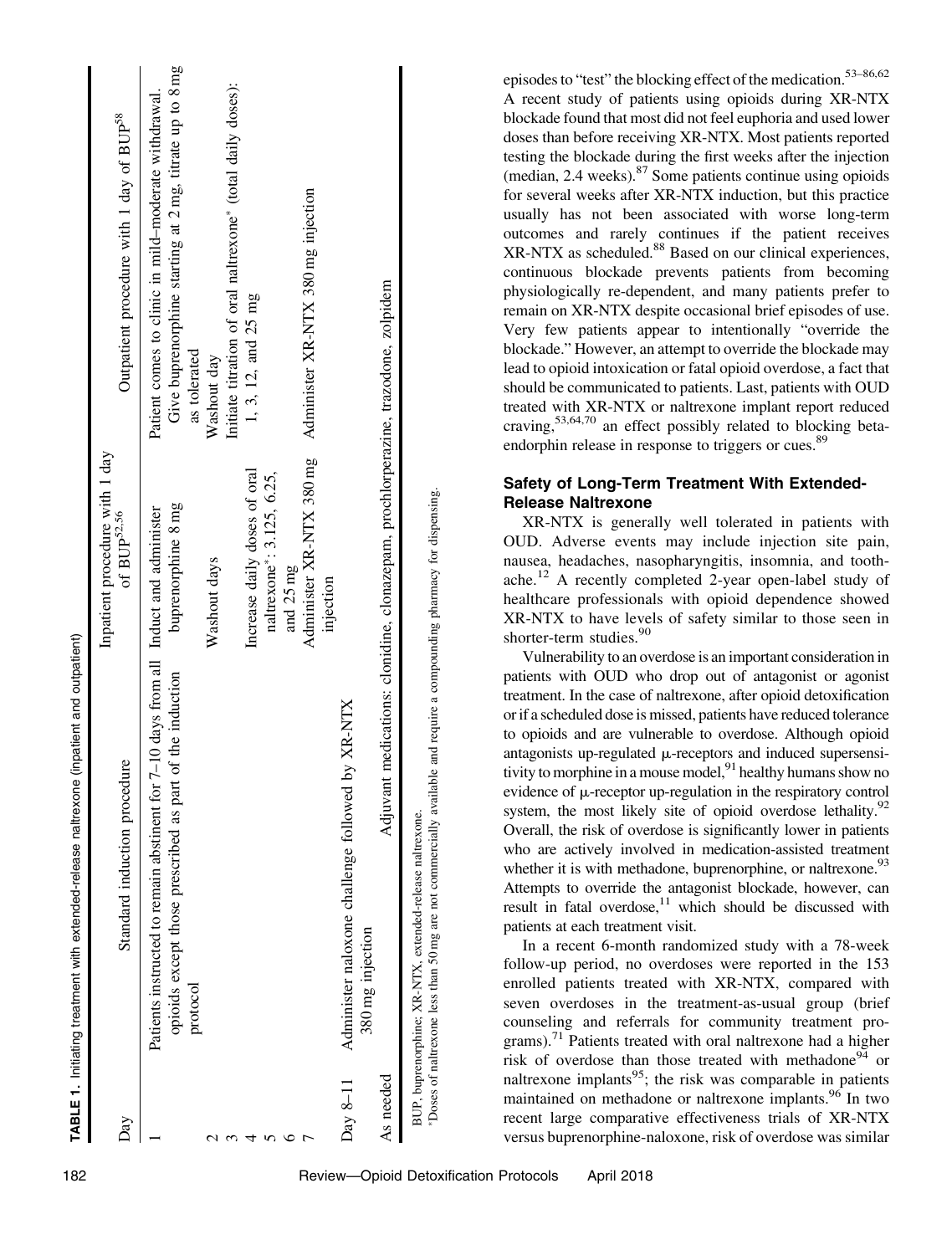**TABLE 1.** Initiating treatment with extended-release naltrexone (inpatient and outpatient)

| Day | Standard induction procedure | Inpatient procedure with 1 day of BUP[52,56] | Outpatient procedure with 1 day of BUP[58] |
|---|---|---|---|
| 1 | Patients instructed to remain abstinent for 7–10 days from all opioids except those prescribed as part of the induction protocol | Induct and administer buprenorphine 8 mg | Patient comes to clinic in mild–moderate withdrawal. Give buprenorphine starting at 2 mg, titrate up to 8 mg as tolerated |
| 2 | | Washout days | Washout day |
| 3 | | | Initiate titration of oral naltrexone* (total daily doses): |
| 4 | | Increase daily doses of oral naltrexone*: 3.125, 6.25, and 25 mg | 1, 3, 12, and 25 mg |
| 5 | | | |
| 6 | | | |
| 7 | | Administer XR-NTX 380 mg injection | Administer XR-NTX 380 mg injection |
| Day 8–11 | Administer naloxone challenge followed by XR-NTX 380 mg injection | | |
| As needed | Adjuvant medications: clonidine, clonazepam, prochlorperazine, trazodone, zolpidem | | |

BUP, buprenorphine; XR-NTX, extended-release naltrexone.
*Doses of naltrexone less than 50 mg are not commercially available and require a compounding pharmacy for dispensing.

episodes to "test" the blocking effect of the medication.[53–86,62] A recent study of patients using opioids during XR-NTX blockade found that most did not feel euphoria and used lower doses than before receiving XR-NTX. Most patients reported testing the blockade during the first weeks after the injection (median, 2.4 weeks).[87] Some patients continue using opioids for several weeks after XR-NTX induction, but this practice usually has not been associated with worse long-term outcomes and rarely continues if the patient receives XR-NTX as scheduled.[88] Based on our clinical experiences, continuous blockade prevents patients from becoming physiologically re-dependent, and many patients prefer to remain on XR-NTX despite occasional brief episodes of use. Very few patients appear to intentionally "override the blockade." However, an attempt to override the blockade may lead to opioid intoxication or fatal opioid overdose, a fact that should be communicated to patients. Last, patients with OUD treated with XR-NTX or naltrexone implant report reduced craving,[53,64,70] an effect possibly related to blocking beta-endorphin release in response to triggers or cues.[89]

## Safety of Long-Term Treatment With Extended-Release Naltrexone

XR-NTX is generally well tolerated in patients with OUD. Adverse events may include injection site pain, nausea, headaches, nasopharyngitis, insomnia, and toothache.[12] A recently completed 2-year open-label study of healthcare professionals with opioid dependence showed XR-NTX to have levels of safety similar to those seen in shorter-term studies.[90]

Vulnerability to an overdose is an important consideration in patients with OUD who drop out of antagonist or agonist treatment. In the case of naltrexone, after opioid detoxification or if a scheduled dose is missed, patients have reduced tolerance to opioids and are vulnerable to overdose. Although opioid antagonists up-regulated μ-receptors and induced supersensitivity to morphine in a mouse model,[91] healthy humans show no evidence of μ-receptor up-regulation in the respiratory control system, the most likely site of opioid overdose lethality.[92] Overall, the risk of overdose is significantly lower in patients who are actively involved in medication-assisted treatment whether it is with methadone, buprenorphine, or naltrexone.[93] Attempts to override the antagonist blockade, however, can result in fatal overdose,[11] which should be discussed with patients at each treatment visit.

In a recent 6-month randomized study with a 78-week follow-up period, no overdoses were reported in the 153 enrolled patients treated with XR-NTX, compared with seven overdoses in the treatment-as-usual group (brief counseling and referrals for community treatment programs).[71] Patients treated with oral naltrexone had a higher risk of overdose than those treated with methadone[94] or naltrexone implants[95]; the risk was comparable in patients maintained on methadone or naltrexone implants.[96] In two recent large comparative effectiveness trials of XR-NTX versus buprenorphine-naloxone, risk of overdose was similar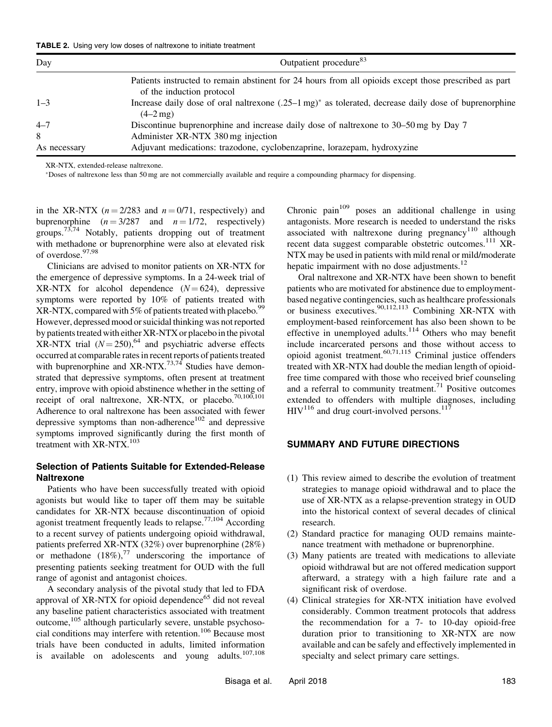**TABLE 2.** Using very low doses of naltrexone to initiate treatment

| Day | Outpatient procedure[83] |
|---|---|
| | Patients instructed to remain abstinent for 24 hours from all opioids except those prescribed as part of the induction protocol |
| 1–3 | Increase daily dose of oral naltrexone (.25–1 mg)* as tolerated, decrease daily dose of buprenorphine (4–2 mg) |
| 4–7 | Discontinue buprenorphine and increase daily dose of naltrexone to 30–50 mg by Day 7 |
| 8 | Administer XR-NTX 380 mg injection |
| As necessary | Adjuvant medications: trazodone, cyclobenzaprine, lorazepam, hydroxyzine |

XR-NTX, extended-release naltrexone.

*Doses of naltrexone less than 50 mg are not commercially available and require a compounding pharmacy for dispensing.

in the XR-NTX ($n = 2/283$ and $n = 0/71$, respectively) and buprenorphine ($n = 3/287$ and $n = 1/72$, respectively) groups.[73,74] Notably, patients dropping out of treatment with methadone or buprenorphine were also at elevated risk of overdose.[97,98]

Clinicians are advised to monitor patients on XR-NTX for the emergence of depressive symptoms. In a 24-week trial of XR-NTX for alcohol dependence ($N = 624$), depressive symptoms were reported by 10% of patients treated with XR-NTX, compared with 5% of patients treated with placebo.[99] However, depressed mood or suicidal thinking was not reported by patients treated with either XR-NTX or placebo in the pivotal XR-NTX trial ($N = 250$),[64] and psychiatric adverse effects occurred at comparable rates in recent reports of patients treated with buprenorphine and XR-NTX.[73,74] Studies have demonstrated that depressive symptoms, often present at treatment entry, improve with opioid abstinence whether in the setting of receipt of oral naltrexone, XR-NTX, or placebo.[70,100,101] Adherence to oral naltrexone has been associated with fewer depressive symptoms than non-adherence[102] and depressive symptoms improved significantly during the first month of treatment with XR-NTX.[103]

### Selection of Patients Suitable for Extended-Release Naltrexone

Patients who have been successfully treated with opioid agonists but would like to taper off them may be suitable candidates for XR-NTX because discontinuation of opioid agonist treatment frequently leads to relapse.[77,104] According to a recent survey of patients undergoing opioid withdrawal, patients preferred XR-NTX (32%) over buprenorphine (28%) or methadone (18%),[77] underscoring the importance of presenting patients seeking treatment for OUD with the full range of agonist and antagonist choices.

A secondary analysis of the pivotal study that led to FDA approval of XR-NTX for opioid dependence[65] did not reveal any baseline patient characteristics associated with treatment outcome,[105] although particularly severe, unstable psychosocial conditions may interfere with retention.[106] Because most trials have been conducted in adults, limited information is available on adolescents and young adults.[107,108] Chronic pain[109] poses an additional challenge in using antagonists. More research is needed to understand the risks associated with naltrexone during pregnancy[110] although recent data suggest comparable obstetric outcomes.[111] XR-NTX may be used in patients with mild renal or mild/moderate hepatic impairment with no dose adjustments.[12]

Oral naltrexone and XR-NTX have been shown to benefit patients who are motivated for abstinence due to employment-based negative contingencies, such as healthcare professionals or business executives.[90,112,113] Combining XR-NTX with employment-based reinforcement has also been shown to be effective in unemployed adults.[114] Others who may benefit include incarcerated persons and those without access to opioid agonist treatment.[60,71,115] Criminal justice offenders treated with XR-NTX had double the median length of opioid-free time compared with those who received brief counseling and a referral to community treatment.[71] Positive outcomes extended to offenders with multiple diagnoses, including HIV[116] and drug court-involved persons.[117]

## SUMMARY AND FUTURE DIRECTIONS

(1) This review aimed to describe the evolution of treatment strategies to manage opioid withdrawal and to place the use of XR-NTX as a relapse-prevention strategy in OUD into the historical context of several decades of clinical research.

(2) Standard practice for managing OUD remains maintenance treatment with methadone or buprenorphine.

(3) Many patients are treated with medications to alleviate opioid withdrawal but are not offered medication support afterward, a strategy with a high failure rate and a significant risk of overdose.

(4) Clinical strategies for XR-NTX initiation have evolved considerably. Common treatment protocols that address the recommendation for a 7- to 10-day opioid-free duration prior to transitioning to XR-NTX are now available and can be safely and effectively implemented in specialty and select primary care settings.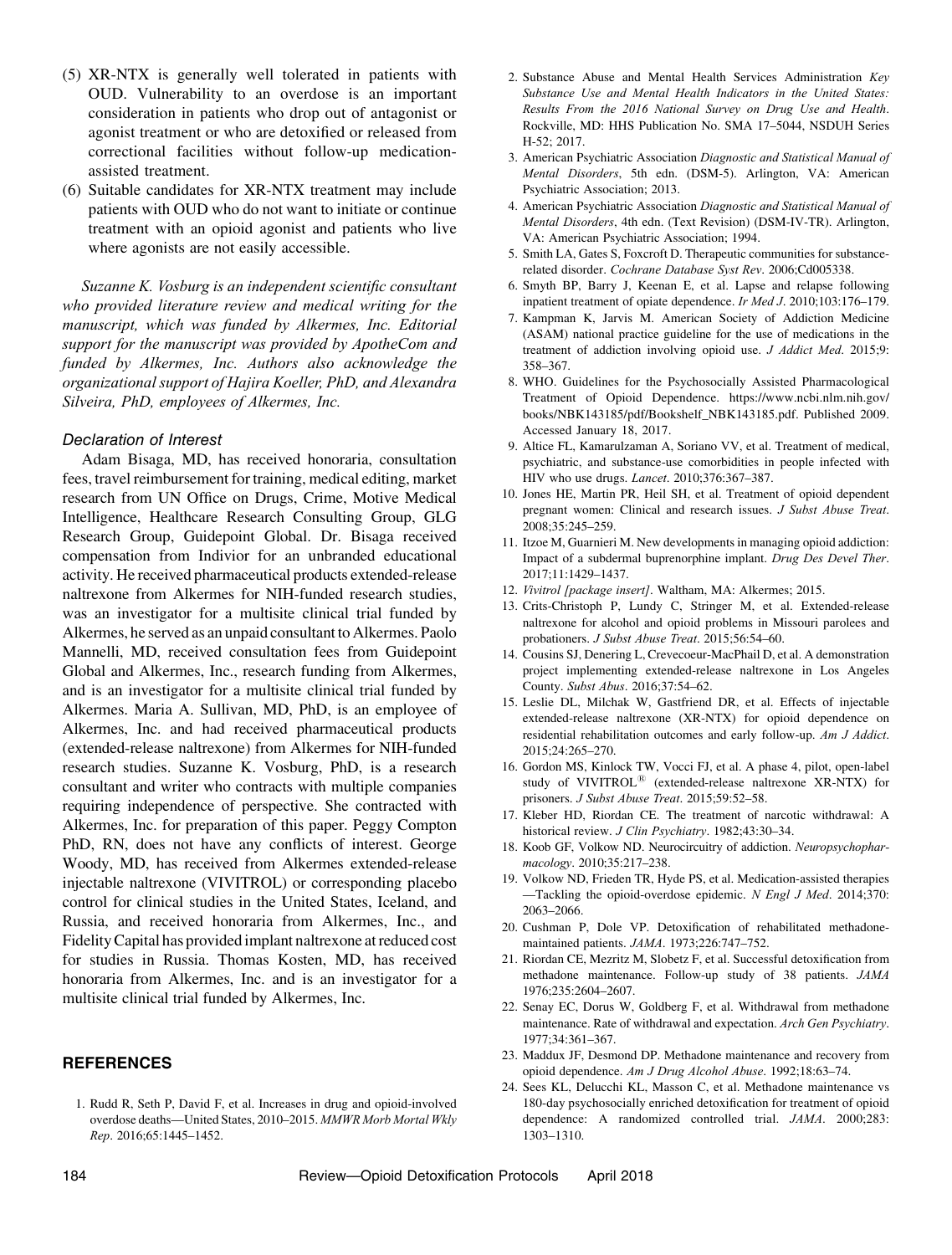(5) XR-NTX is generally well tolerated in patients with OUD. Vulnerability to an overdose is an important consideration in patients who drop out of antagonist or agonist treatment or who are detoxified or released from correctional facilities without follow-up medication-assisted treatment.
(6) Suitable candidates for XR-NTX treatment may include patients with OUD who do not want to initiate or continue treatment with an opioid agonist and patients who live where agonists are not easily accessible.

*Suzanne K. Vosburg is an independent scientific consultant who provided literature review and medical writing for the manuscript, which was funded by Alkermes, Inc. Editorial support for the manuscript was provided by ApotheCom and funded by Alkermes, Inc. Authors also acknowledge the organizational support of Hajira Koeller, PhD, and Alexandra Silveira, PhD, employees of Alkermes, Inc.*

### Declaration of Interest

Adam Bisaga, MD, has received honoraria, consultation fees, travel reimbursement for training, medical editing, market research from UN Office on Drugs, Crime, Motive Medical Intelligence, Healthcare Research Consulting Group, GLG Research Group, Guidepoint Global. Dr. Bisaga received compensation from Indivior for an unbranded educational activity. He received pharmaceutical products extended-release naltrexone from Alkermes for NIH-funded research studies, was an investigator for a multisite clinical trial funded by Alkermes, he served as an unpaid consultant to Alkermes. Paolo Mannelli, MD, received consultation fees from Guidepoint Global and Alkermes, Inc., research funding from Alkermes, and is an investigator for a multisite clinical trial funded by Alkermes. Maria A. Sullivan, MD, PhD, is an employee of Alkermes, Inc. and had received pharmaceutical products (extended-release naltrexone) from Alkermes for NIH-funded research studies. Suzanne K. Vosburg, PhD, is a research consultant and writer who contracts with multiple companies requiring independence of perspective. She contracted with Alkermes, Inc. for preparation of this paper. Peggy Compton PhD, RN, does not have any conflicts of interest. George Woody, MD, has received from Alkermes extended-release injectable naltrexone (VIVITROL) or corresponding placebo control for clinical studies in the United States, Iceland, and Russia, and received honoraria from Alkermes, Inc., and Fidelity Capital has provided implant naltrexone at reduced cost for studies in Russia. Thomas Kosten, MD, has received honoraria from Alkermes, Inc. and is an investigator for a multisite clinical trial funded by Alkermes, Inc.

## REFERENCES

1. Rudd R, Seth P, David F, et al. Increases in drug and opioid-involved overdose deaths—United States, 2010–2015. *MMWR Morb Mortal Wkly Rep*. 2016;65:1445–1452.
2. Substance Abuse and Mental Health Services Administration *Key Substance Use and Mental Health Indicators in the United States: Results From the 2016 National Survey on Drug Use and Health*. Rockville, MD: HHS Publication No. SMA 17–5044, NSDUH Series H-52; 2017.
3. American Psychiatric Association *Diagnostic and Statistical Manual of Mental Disorders*, 5th edn. (DSM-5). Arlington, VA: American Psychiatric Association; 2013.
4. American Psychiatric Association *Diagnostic and Statistical Manual of Mental Disorders*, 4th edn. (Text Revision) (DSM-IV-TR). Arlington, VA: American Psychiatric Association; 1994.
5. Smith LA, Gates S, Foxcroft D. Therapeutic communities for substance-related disorder. *Cochrane Database Syst Rev*. 2006;Cd005338.
6. Smyth BP, Barry J, Keenan E, et al. Lapse and relapse following inpatient treatment of opiate dependence. *Ir Med J*. 2010;103:176–179.
7. Kampman K, Jarvis M. American Society of Addiction Medicine (ASAM) national practice guideline for the use of medications in the treatment of addiction involving opioid use. *J Addict Med*. 2015;9: 358–367.
8. WHO. Guidelines for the Psychosocially Assisted Pharmacological Treatment of Opioid Dependence. https://www.ncbi.nlm.nih.gov/books/NBK143185/pdf/Bookshelf_NBK143185.pdf. Published 2009. Accessed January 18, 2017.
9. Altice FL, Kamarulzaman A, Soriano VV, et al. Treatment of medical, psychiatric, and substance-use comorbidities in people infected with HIV who use drugs. *Lancet*. 2010;376:367–387.
10. Jones HE, Martin PR, Heil SH, et al. Treatment of opioid dependent pregnant women: Clinical and research issues. *J Subst Abuse Treat*. 2008;35:245–259.
11. Itzoe M, Guarnieri M. New developments in managing opioid addiction: Impact of a subdermal buprenorphine implant. *Drug Des Devel Ther*. 2017;11:1429–1437.
12. *Vivitrol [package insert]*. Waltham, MA: Alkermes; 2015.
13. Crits-Christoph P, Lundy C, Stringer M, et al. Extended-release naltrexone for alcohol and opioid problems in Missouri parolees and probationers. *J Subst Abuse Treat*. 2015;56:54–60.
14. Cousins SJ, Denering L, Crevecoeur-MacPhail D, et al. A demonstration project implementing extended-release naltrexone in Los Angeles County. *Subst Abus*. 2016;37:54–62.
15. Leslie DL, Milchak W, Gastfriend DR, et al. Effects of injectable extended-release naltrexone (XR-NTX) for opioid dependence on residential rehabilitation outcomes and early follow-up. *Am J Addict*. 2015;24:265–270.
16. Gordon MS, Kinlock TW, Vocci FJ, et al. A phase 4, pilot, open-label study of VIVITROL® (extended-release naltrexone XR-NTX) for prisoners. *J Subst Abuse Treat*. 2015;59:52–58.
17. Kleber HD, Riordan CE. The treatment of narcotic withdrawal: A historical review. *J Clin Psychiatry*. 1982;43:30–34.
18. Koob GF, Volkow ND. Neurocircuitry of addiction. *Neuropsychopharmacology*. 2010;35:217–238.
19. Volkow ND, Frieden TR, Hyde PS, et al. Medication-assisted therapies —Tackling the opioid-overdose epidemic. *N Engl J Med*. 2014;370: 2063–2066.
20. Cushman P, Dole VP. Detoxification of rehabilitated methadone-maintained patients. *JAMA*. 1973;226:747–752.
21. Riordan CE, Mezritz M, Slobetz F, et al. Successful detoxification from methadone maintenance. Follow-up study of 38 patients. *JAMA* 1976;235:2604–2607.
22. Senay EC, Dorus W, Goldberg F, et al. Withdrawal from methadone maintenance. Rate of withdrawal and expectation. *Arch Gen Psychiatry*. 1977;34:361–367.
23. Maddux JF, Desmond DP. Methadone maintenance and recovery from opioid dependence. *Am J Drug Alcohol Abuse*. 1992;18:63–74.
24. Sees KL, Delucchi KL, Masson C, et al. Methadone maintenance vs 180-day psychosocially enriched detoxification for treatment of opioid dependence: A randomized controlled trial. *JAMA*. 2000;283: 1303–1310.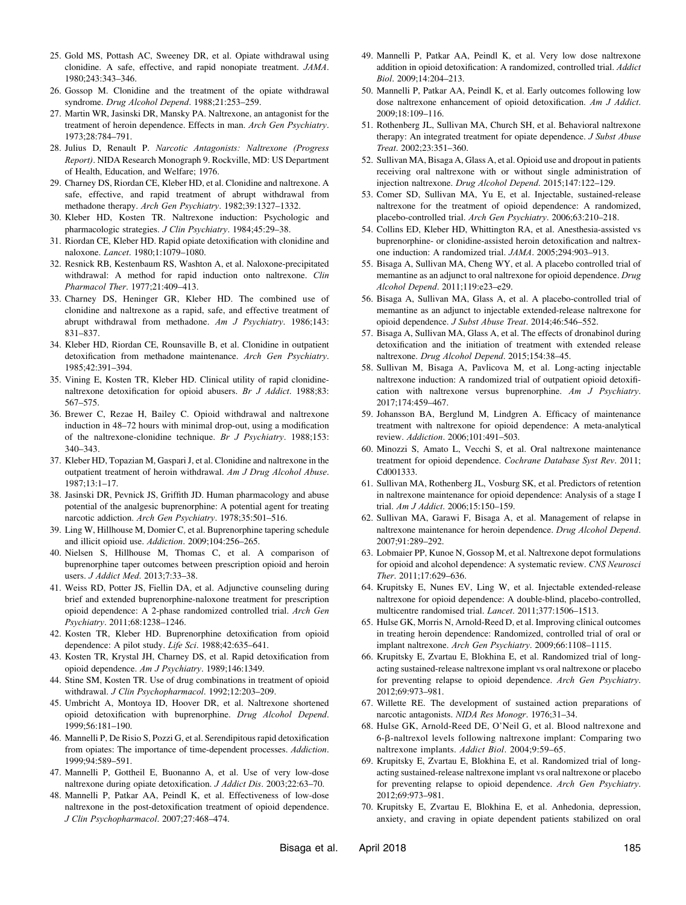25. Gold MS, Pottash AC, Sweeney DR, et al. Opiate withdrawal using clonidine. A safe, effective, and rapid nonopiate treatment. *JAMA*. 1980;243:343–346.
26. Gossop M. Clonidine and the treatment of the opiate withdrawal syndrome. *Drug Alcohol Depend*. 1988;21:253–259.
27. Martin WR, Jasinski DR, Mansky PA. Naltrexone, an antagonist for the treatment of heroin dependence. Effects in man. *Arch Gen Psychiatry*. 1973;28:784–791.
28. Julius D, Renault P. *Narcotic Antagonists: Naltrexone (Progress Report)*. NIDA Research Monograph 9. Rockville, MD: US Department of Health, Education, and Welfare; 1976.
29. Charney DS, Riordan CE, Kleber HD, et al. Clonidine and naltrexone. A safe, effective, and rapid treatment of abrupt withdrawal from methadone therapy. *Arch Gen Psychiatry*. 1982;39:1327–1332.
30. Kleber HD, Kosten TR. Naltrexone induction: Psychologic and pharmacologic strategies. *J Clin Psychiatry*. 1984;45:29–38.
31. Riordan CE, Kleber HD. Rapid opiate detoxification with clonidine and naloxone. *Lancet*. 1980;1:1079–1080.
32. Resnick RB, Kestenbaum RS, Washton A, et al. Naloxone-precipitated withdrawal: A method for rapid induction onto naltrexone. *Clin Pharmacol Ther*. 1977;21:409–413.
33. Charney DS, Heninger GR, Kleber HD. The combined use of clonidine and naltrexone as a rapid, safe, and effective treatment of abrupt withdrawal from methadone. *Am J Psychiatry*. 1986;143: 831–837.
34. Kleber HD, Riordan CE, Rounsaville B, et al. Clonidine in outpatient detoxification from methadone maintenance. *Arch Gen Psychiatry*. 1985;42:391–394.
35. Vining E, Kosten TR, Kleber HD. Clinical utility of rapid clonidine-naltrexone detoxification for opioid abusers. *Br J Addict*. 1988;83: 567–575.
36. Brewer C, Rezae H, Bailey C. Opioid withdrawal and naltrexone induction in 48–72 hours with minimal drop-out, using a modification of the naltrexone-clonidine technique. *Br J Psychiatry*. 1988;153: 340–343.
37. Kleber HD, Topazian M, Gaspari J, et al. Clonidine and naltrexone in the outpatient treatment of heroin withdrawal. *Am J Drug Alcohol Abuse*. 1987;13:1–17.
38. Jasinski DR, Pevnick JS, Griffith JD. Human pharmacology and abuse potential of the analgesic buprenorphine: A potential agent for treating narcotic addiction. *Arch Gen Psychiatry*. 1978;35:501–516.
39. Ling W, Hillhouse M, Domier C, et al. Buprenorphine tapering schedule and illicit opioid use. *Addiction*. 2009;104:256–265.
40. Nielsen S, Hillhouse M, Thomas C, et al. A comparison of buprenorphine taper outcomes between prescription opioid and heroin users. *J Addict Med*. 2013;7:33–38.
41. Weiss RD, Potter JS, Fiellin DA, et al. Adjunctive counseling during brief and extended buprenorphine-naloxone treatment for prescription opioid dependence: A 2-phase randomized controlled trial. *Arch Gen Psychiatry*. 2011;68:1238–1246.
42. Kosten TR, Kleber HD. Buprenorphine detoxification from opioid dependence: A pilot study. *Life Sci*. 1988;42:635–641.
43. Kosten TR, Krystal JH, Charney DS, et al. Rapid detoxification from opioid dependence. *Am J Psychiatry*. 1989;146:1349.
44. Stine SM, Kosten TR. Use of drug combinations in treatment of opioid withdrawal. *J Clin Psychopharmacol*. 1992;12:203–209.
45. Umbricht A, Montoya ID, Hoover DR, et al. Naltrexone shortened opioid detoxification with buprenorphine. *Drug Alcohol Depend*. 1999;56:181–190.
46. Mannelli P, De Risio S, Pozzi G, et al. Serendipitous rapid detoxification from opiates: The importance of time-dependent processes. *Addiction*. 1999;94:589–591.
47. Mannelli P, Gottheil E, Buonanno A, et al. Use of very low-dose naltrexone during opiate detoxification. *J Addict Dis*. 2003;22:63–70.
48. Mannelli P, Patkar AA, Peindl K, et al. Effectiveness of low-dose naltrexone in the post-detoxification treatment of opioid dependence. *J Clin Psychopharmacol*. 2007;27:468–474.
49. Mannelli P, Patkar AA, Peindl K, et al. Very low dose naltrexone addition in opioid detoxification: A randomized, controlled trial. *Addict Biol*. 2009;14:204–213.
50. Mannelli P, Patkar AA, Peindl K, et al. Early outcomes following low dose naltrexone enhancement of opioid detoxification. *Am J Addict*. 2009;18:109–116.
51. Rothenberg JL, Sullivan MA, Church SH, et al. Behavioral naltrexone therapy: An integrated treatment for opiate dependence. *J Subst Abuse Treat*. 2002;23:351–360.
52. Sullivan MA, Bisaga A, Glass A, et al. Opioid use and dropout in patients receiving oral naltrexone with or without single administration of injection naltrexone. *Drug Alcohol Depend*. 2015;147:122–129.
53. Comer SD, Sullivan MA, Yu E, et al. Injectable, sustained-release naltrexone for the treatment of opioid dependence: A randomized, placebo-controlled trial. *Arch Gen Psychiatry*. 2006;63:210–218.
54. Collins ED, Kleber HD, Whittington RA, et al. Anesthesia-assisted vs buprenorphine- or clonidine-assisted heroin detoxification and naltrexone induction: A randomized trial. *JAMA*. 2005;294:903–913.
55. Bisaga A, Sullivan MA, Cheng WY, et al. A placebo controlled trial of memantine as an adjunct to oral naltrexone for opioid dependence. *Drug Alcohol Depend*. 2011;119:e23–e29.
56. Bisaga A, Sullivan MA, Glass A, et al. A placebo-controlled trial of memantine as an adjunct to injectable extended-release naltrexone for opioid dependence. *J Subst Abuse Treat*. 2014;46:546–552.
57. Bisaga A, Sullivan MA, Glass A, et al. The effects of dronabinol during detoxification and the initiation of treatment with extended release naltrexone. *Drug Alcohol Depend*. 2015;154:38–45.
58. Sullivan M, Bisaga A, Pavlicova M, et al. Long-acting injectable naltrexone induction: A randomized trial of outpatient opioid detoxification with naltrexone versus buprenorphine. *Am J Psychiatry*. 2017;174:459–467.
59. Johansson BA, Berglund M, Lindgren A. Efficacy of maintenance treatment with naltrexone for opioid dependence: A meta-analytical review. *Addiction*. 2006;101:491–503.
60. Minozzi S, Amato L, Vecchi S, et al. Oral naltrexone maintenance treatment for opioid dependence. *Cochrane Database Syst Rev*. 2011; Cd001333.
61. Sullivan MA, Rothenberg JL, Vosburg SK, et al. Predictors of retention in naltrexone maintenance for opioid dependence: Analysis of a stage I trial. *Am J Addict*. 2006;15:150–159.
62. Sullivan MA, Garawi F, Bisaga A, et al. Management of relapse in naltrexone maintenance for heroin dependence. *Drug Alcohol Depend*. 2007;91:289–292.
63. Lobmaier PP, Kunoe N, Gossop M, et al. Naltrexone depot formulations for opioid and alcohol dependence: A systematic review. *CNS Neurosci Ther*. 2011;17:629–636.
64. Krupitsky E, Nunes EV, Ling W, et al. Injectable extended-release naltrexone for opioid dependence: A double-blind, placebo-controlled, multicentre randomised trial. *Lancet*. 2011;377:1506–1513.
65. Hulse GK, Morris N, Arnold-Reed D, et al. Improving clinical outcomes in treating heroin dependence: Randomized, controlled trial of oral or implant naltrexone. *Arch Gen Psychiatry*. 2009;66:1108–1115.
66. Krupitsky E, Zvartau E, Blokhina E, et al. Randomized trial of long-acting sustained-release naltrexone implant vs oral naltrexone or placebo for preventing relapse to opioid dependence. *Arch Gen Psychiatry*. 2012;69:973–981.
67. Willette RE. The development of sustained action preparations of narcotic antagonists. *NIDA Res Monogr*. 1976;31–34.
68. Hulse GK, Arnold-Reed DE, O'Neil G, et al. Blood naltrexone and 6-β-naltrexol levels following naltrexone implant: Comparing two naltrexone implants. *Addict Biol*. 2004;9:59–65.
69. Krupitsky E, Zvartau E, Blokhina E, et al. Randomized trial of long-acting sustained-release naltrexone implant vs oral naltrexone or placebo for preventing relapse to opioid dependence. *Arch Gen Psychiatry*. 2012;69:973–981.
70. Krupitsky E, Zvartau E, Blokhina E, et al. Anhedonia, depression, anxiety, and craving in opiate dependent patients stabilized on oral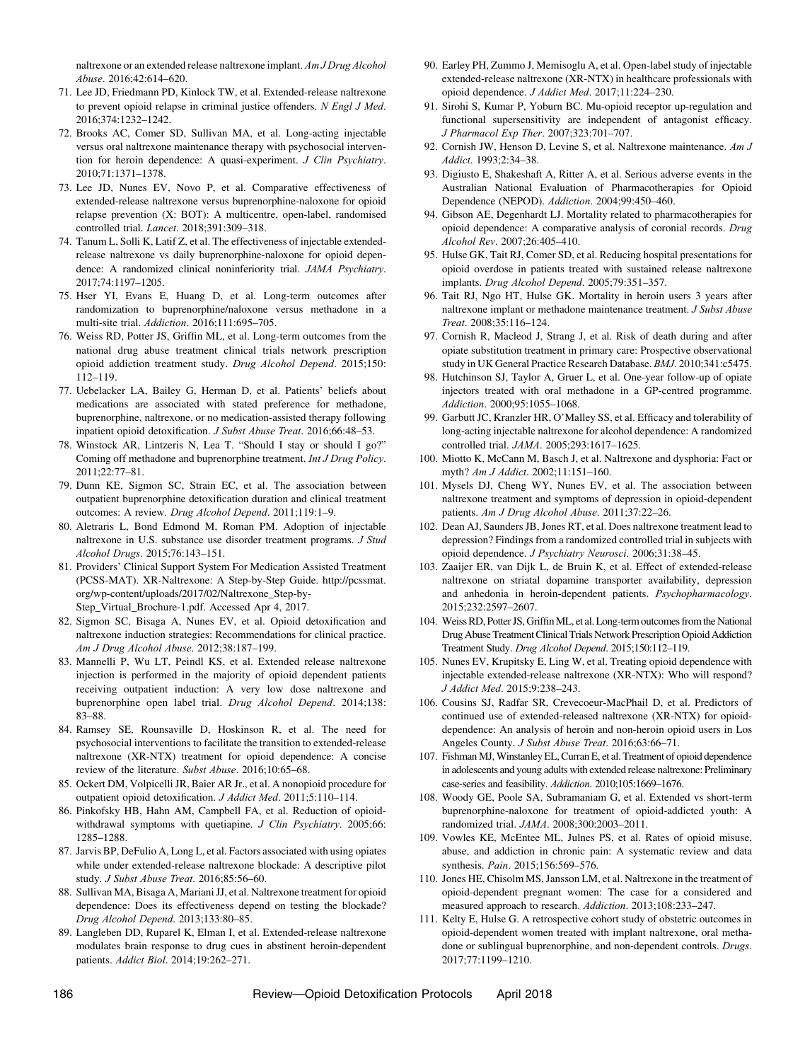naltrexone or an extended release naltrexone implant. *Am J Drug Alcohol Abuse*. 2016;42:614–620.

71. Lee JD, Friedmann PD, Kinlock TW, et al. Extended-release naltrexone to prevent opioid relapse in criminal justice offenders. *N Engl J Med*. 2016;374:1232–1242.
72. Brooks AC, Comer SD, Sullivan MA, et al. Long-acting injectable versus oral naltrexone maintenance therapy with psychosocial intervention for heroin dependence: A quasi-experiment. *J Clin Psychiatry*. 2010;71:1371–1378.
73. Lee JD, Nunes EV, Novo P, et al. Comparative effectiveness of extended-release naltrexone versus buprenorphine-naloxone for opioid relapse prevention (X: BOT): A multicentre, open-label, randomised controlled trial. *Lancet*. 2018;391:309–318.
74. Tanum L, Solli K, Latif Z, et al. The effectiveness of injectable extended-release naltrexone vs daily buprenorphine-naloxone for opioid dependence: A randomized clinical noninferiority trial. *JAMA Psychiatry*. 2017;74:1197–1205.
75. Hser YI, Evans E, Huang D, et al. Long-term outcomes after randomization to buprenorphine/naloxone versus methadone in a multi-site trial. *Addiction*. 2016;111:695–705.
76. Weiss RD, Potter JS, Griffin ML, et al. Long-term outcomes from the national drug abuse treatment clinical trials network prescription opioid addiction treatment study. *Drug Alcohol Depend*. 2015;150: 112–119.
77. Uebelacker LA, Bailey G, Herman D, et al. Patients' beliefs about medications are associated with stated preference for methadone, buprenorphine, naltrexone, or no medication-assisted therapy following inpatient opioid detoxification. *J Subst Abuse Treat*. 2016;66:48–53.
78. Winstock AR, Lintzeris N, Lea T. "Should I stay or should I go?" Coming off methadone and buprenorphine treatment. *Int J Drug Policy*. 2011;22:77–81.
79. Dunn KE, Sigmon SC, Strain EC, et al. The association between outpatient buprenorphine detoxification duration and clinical treatment outcomes: A review. *Drug Alcohol Depend*. 2011;119:1–9.
80. Aletraris L, Bond Edmond M, Roman PM. Adoption of injectable naltrexone in U.S. substance use disorder treatment programs. *J Stud Alcohol Drugs*. 2015;76:143–151.
81. Providers' Clinical Support System For Medication Assisted Treatment (PCSS-MAT). XR-Naltrexone: A Step-by-Step Guide. http://pcssmat.org/wp-content/uploads/2017/02/Naltrexone_Step-by-Step_Virtual_Brochure-1.pdf. Accessed Apr 4, 2017.
82. Sigmon SC, Bisaga A, Nunes EV, et al. Opioid detoxification and naltrexone induction strategies: Recommendations for clinical practice. *Am J Drug Alcohol Abuse*. 2012;38:187–199.
83. Mannelli P, Wu LT, Peindl KS, et al. Extended release naltrexone injection is performed in the majority of opioid dependent patients receiving outpatient induction: A very low dose naltrexone and buprenorphine open label trial. *Drug Alcohol Depend*. 2014;138: 83–88.
84. Ramsey SE, Rounsaville D, Hoskinson R, et al. The need for psychosocial interventions to facilitate the transition to extended-release naltrexone (XR-NTX) treatment for opioid dependence: A concise review of the literature. *Subst Abuse*. 2016;10:65–68.
85. Ockert DM, Volpicelli JR, Baier AR Jr., et al. A nonopioid procedure for outpatient opioid detoxification. *J Addict Med*. 2011;5:110–114.
86. Pinkofsky HB, Hahn AM, Campbell FA, et al. Reduction of opioid-withdrawal symptoms with quetiapine. *J Clin Psychiatry*. 2005;66: 1285–1288.
87. Jarvis BP, DeFulio A, Long L, et al. Factors associated with using opiates while under extended-release naltrexone blockade: A descriptive pilot study. *J Subst Abuse Treat*. 2016;85:56–60.
88. Sullivan MA, Bisaga A, Mariani JJ, et al. Naltrexone treatment for opioid dependence: Does its effectiveness depend on testing the blockade? *Drug Alcohol Depend*. 2013;133:80–85.
89. Langleben DD, Ruparel K, Elman I, et al. Extended-release naltrexone modulates brain response to drug cues in abstinent heroin-dependent patients. *Addict Biol*. 2014;19:262–271.
90. Earley PH, Zummo J, Memisoglu A, et al. Open-label study of injectable extended-release naltrexone (XR-NTX) in healthcare professionals with opioid dependence. *J Addict Med*. 2017;11:224–230.
91. Sirohi S, Kumar P, Yoburn BC. Mu-opioid receptor up-regulation and functional supersensitivity are independent of antagonist efficacy. *J Pharmacol Exp Ther*. 2007;323:701–707.
92. Cornish JW, Henson D, Levine S, et al. Naltrexone maintenance. *Am J Addict*. 1993;2:34–38.
93. Digiusto E, Shakeshaft A, Ritter A, et al. Serious adverse events in the Australian National Evaluation of Pharmacotherapies for Opioid Dependence (NEPOD). *Addiction*. 2004;99:450–460.
94. Gibson AE, Degenhardt LJ. Mortality related to pharmacotherapies for opioid dependence: A comparative analysis of coronial records. *Drug Alcohol Rev*. 2007;26:405–410.
95. Hulse GK, Tait RJ, Comer SD, et al. Reducing hospital presentations for opioid overdose in patients treated with sustained release naltrexone implants. *Drug Alcohol Depend*. 2005;79:351–357.
96. Tait RJ, Ngo HT, Hulse GK. Mortality in heroin users 3 years after naltrexone implant or methadone maintenance treatment. *J Subst Abuse Treat*. 2008;35:116–124.
97. Cornish R, Macleod J, Strang J, et al. Risk of death during and after opiate substitution treatment in primary care: Prospective observational study in UK General Practice Research Database. *BMJ*. 2010;341:c5475.
98. Hutchinson SJ, Taylor A, Gruer L, et al. One-year follow-up of opiate injectors treated with oral methadone in a GP-centred programme. *Addiction*. 2000;95:1055–1068.
99. Garbutt JC, Kranzler HR, O'Malley SS, et al. Efficacy and tolerability of long-acting injectable naltrexone for alcohol dependence: A randomized controlled trial. *JAMA*. 2005;293:1617–1625.
100. Miotto K, McCann M, Basch J, et al. Naltrexone and dysphoria: Fact or myth? *Am J Addict*. 2002;11:151–160.
101. Mysels DJ, Cheng WY, Nunes EV, et al. The association between naltrexone treatment and symptoms of depression in opioid-dependent patients. *Am J Drug Alcohol Abuse*. 2011;37:22–26.
102. Dean AJ, Saunders JB, Jones RT, et al. Does naltrexone treatment lead to depression? Findings from a randomized controlled trial in subjects with opioid dependence. *J Psychiatry Neurosci*. 2006;31:38–45.
103. Zaaijer ER, van Dijk L, de Bruin K, et al. Effect of extended-release naltrexone on striatal dopamine transporter availability, depression and anhedonia in heroin-dependent patients. *Psychopharmacology*. 2015;232:2597–2607.
104. Weiss RD, Potter JS, Griffin ML, et al. Long-term outcomes from the National Drug Abuse Treatment Clinical Trials Network Prescription Opioid Addiction Treatment Study. *Drug Alcohol Depend*. 2015;150:112–119.
105. Nunes EV, Krupitsky E, Ling W, et al. Treating opioid dependence with injectable extended-release naltrexone (XR-NTX): Who will respond? *J Addict Med*. 2015;9:238–243.
106. Cousins SJ, Radfar SR, Crevecoeur-MacPhail D, et al. Predictors of continued use of extended-released naltrexone (XR-NTX) for opioid-dependence: An analysis of heroin and non-heroin opioid users in Los Angeles County. *J Subst Abuse Treat*. 2016;63:66–71.
107. Fishman MJ, Winstanley EL, Curran E, et al. Treatment of opioid dependence in adolescents and young adults with extended release naltrexone: Preliminary case-series and feasibility. *Addiction*. 2010;105:1669–1676.
108. Woody GE, Poole SA, Subramaniam G, et al. Extended vs short-term buprenorphine-naloxone for treatment of opioid-addicted youth: A randomized trial. *JAMA*. 2008;300:2003–2011.
109. Vowles KE, McEntee ML, Julnes PS, et al. Rates of opioid misuse, abuse, and addiction in chronic pain: A systematic review and data synthesis. *Pain*. 2015;156:569–576.
110. Jones HE, Chisolm MS, Jansson LM, et al. Naltrexone in the treatment of opioid-dependent pregnant women: The case for a considered and measured approach to research. *Addiction*. 2013;108:233–247.
111. Kelty E, Hulse G. A retrospective cohort study of obstetric outcomes in opioid-dependent women treated with implant naltrexone, oral methadone or sublingual buprenorphine, and non-dependent controls. *Drugs*. 2017;77:1199–1210.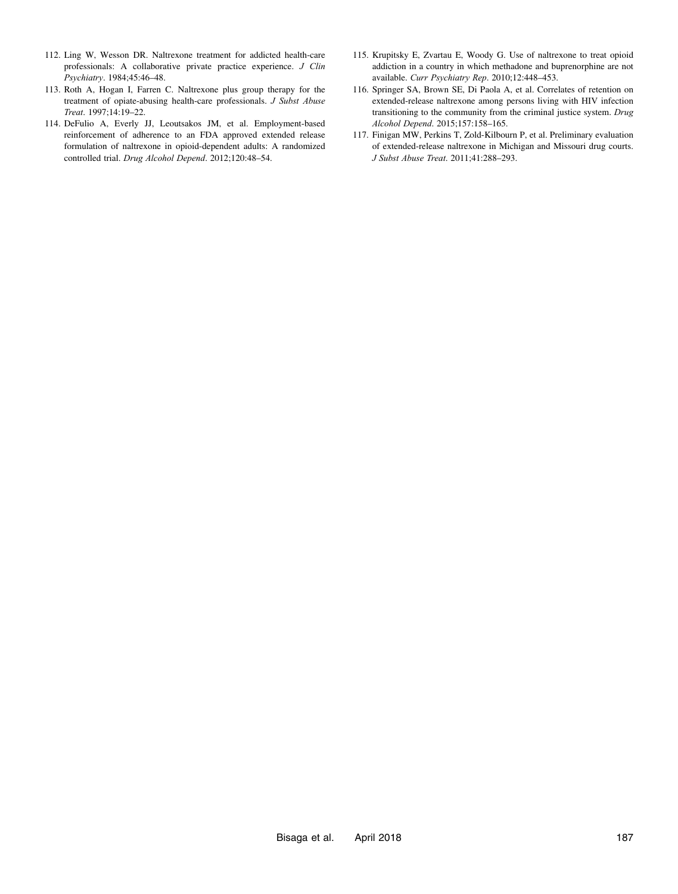112. Ling W, Wesson DR. Naltrexone treatment for addicted health-care professionals: A collaborative private practice experience. *J Clin Psychiatry*. 1984;45:46–48.
113. Roth A, Hogan I, Farren C. Naltrexone plus group therapy for the treatment of opiate-abusing health-care professionals. *J Subst Abuse Treat*. 1997;14:19–22.
114. DeFulio A, Everly JJ, Leoutsakos JM, et al. Employment-based reinforcement of adherence to an FDA approved extended release formulation of naltrexone in opioid-dependent adults: A randomized controlled trial. *Drug Alcohol Depend*. 2012;120:48–54.
115. Krupitsky E, Zvartau E, Woody G. Use of naltrexone to treat opioid addiction in a country in which methadone and buprenorphine are not available. *Curr Psychiatry Rep*. 2010;12:448–453.
116. Springer SA, Brown SE, Di Paola A, et al. Correlates of retention on extended-release naltrexone among persons living with HIV infection transitioning to the community from the criminal justice system. *Drug Alcohol Depend*. 2015;157:158–165.
117. Finigan MW, Perkins T, Zold-Kilbourn P, et al. Preliminary evaluation of extended-release naltrexone in Michigan and Missouri drug courts. *J Subst Abuse Treat*. 2011;41:288–293.